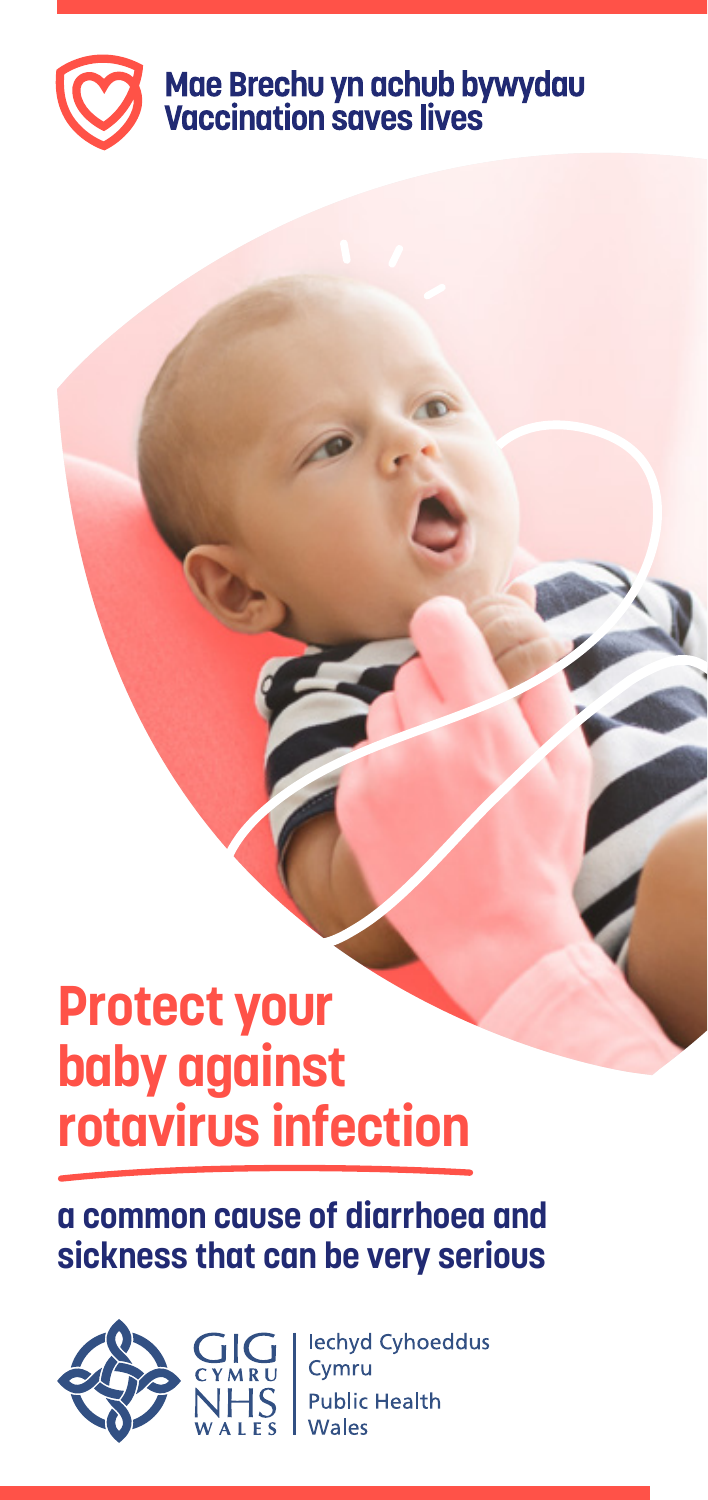Mae Brechu yn achub bywydau
Vaccination saves lives

# Protect your baby against rotavirus infection

## a common cause of diarrhoea and sickness that can be very serious

GIG CYMRU NHS WALES

Iechyd Cyhoeddus Cymru
Public Health Wales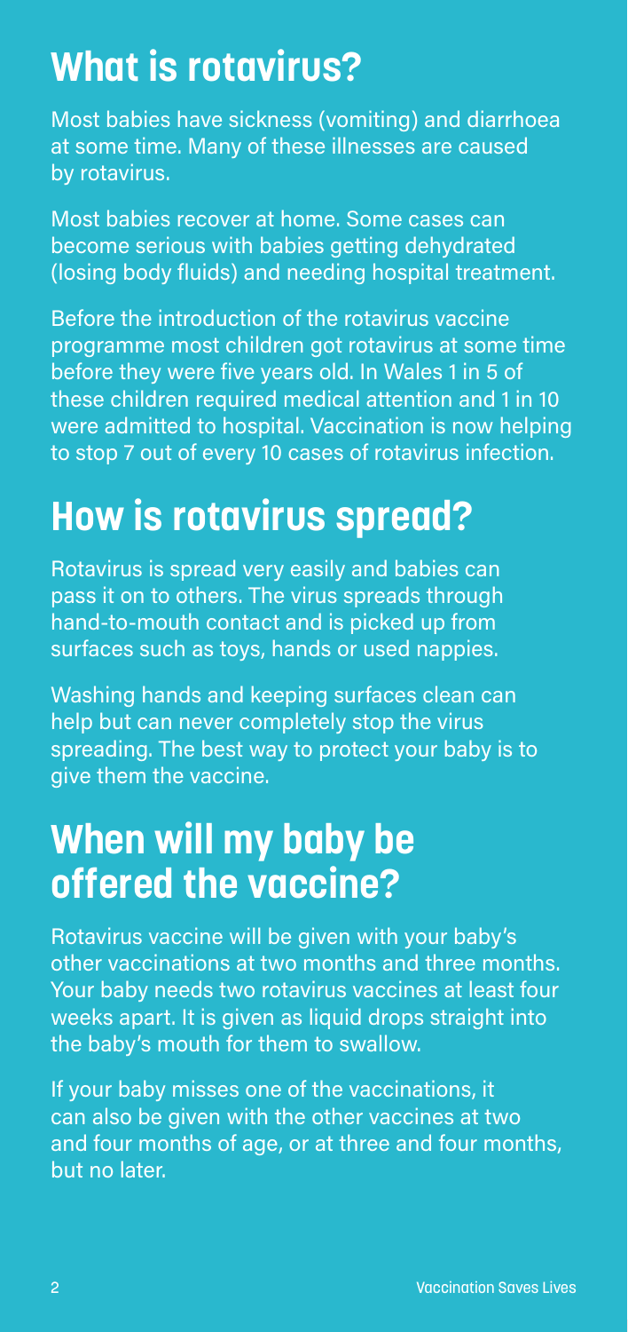## What is rotavirus?

Most babies have sickness (vomiting) and diarrhoea at some time. Many of these illnesses are caused by rotavirus.

Most babies recover at home. Some cases can become serious with babies getting dehydrated (losing body fluids) and needing hospital treatment.

Before the introduction of the rotavirus vaccine programme most children got rotavirus at some time before they were five years old. In Wales 1 in 5 of these children required medical attention and 1 in 10 were admitted to hospital. Vaccination is now helping to stop 7 out of every 10 cases of rotavirus infection.

## How is rotavirus spread?

Rotavirus is spread very easily and babies can pass it on to others. The virus spreads through hand-to-mouth contact and is picked up from surfaces such as toys, hands or used nappies.

Washing hands and keeping surfaces clean can help but can never completely stop the virus spreading. The best way to protect your baby is to give them the vaccine.

## When will my baby be offered the vaccine?

Rotavirus vaccine will be given with your baby's other vaccinations at two months and three months. Your baby needs two rotavirus vaccines at least four weeks apart. It is given as liquid drops straight into the baby's mouth for them to swallow.

If your baby misses one of the vaccinations, it can also be given with the other vaccines at two and four months of age, or at three and four months, but no later.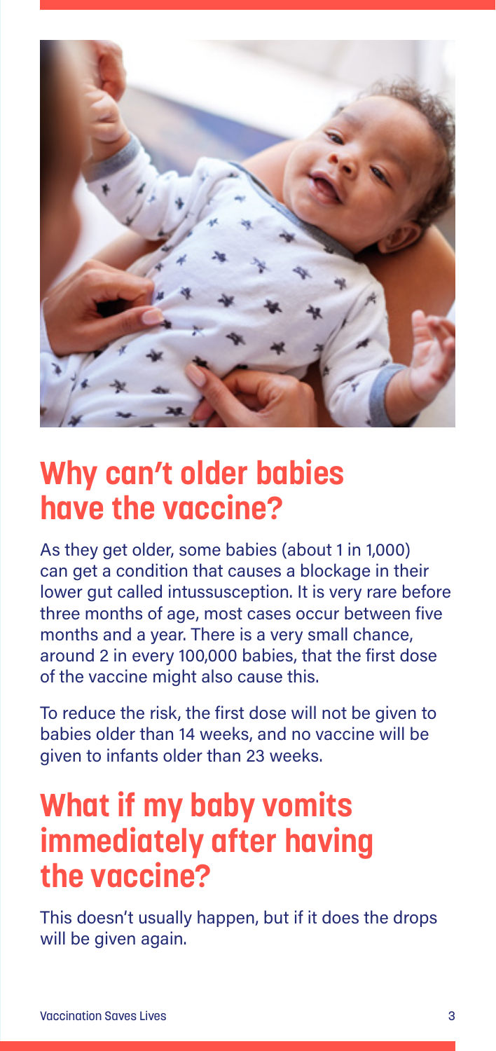## Why can't older babies have the vaccine?

As they get older, some babies (about 1 in 1,000) can get a condition that causes a blockage in their lower gut called intussusception. It is very rare before three months of age, most cases occur between five months and a year. There is a very small chance, around 2 in every 100,000 babies, that the first dose of the vaccine might also cause this.

To reduce the risk, the first dose will not be given to babies older than 14 weeks, and no vaccine will be given to infants older than 23 weeks.

## What if my baby vomits immediately after having the vaccine?

This doesn't usually happen, but if it does the drops will be given again.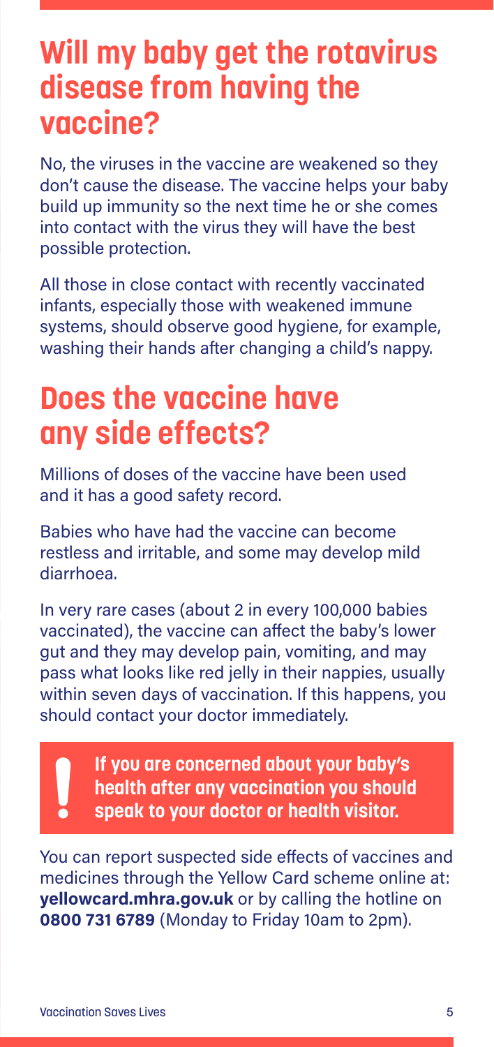## Will my baby get the rotavirus disease from having the vaccine?

No, the viruses in the vaccine are weakened so they don't cause the disease. The vaccine helps your baby build up immunity so the next time he or she comes into contact with the virus they will have the best possible protection.

All those in close contact with recently vaccinated infants, especially those with weakened immune systems, should observe good hygiene, for example, washing their hands after changing a child's nappy.

## Does the vaccine have any side effects?

Millions of doses of the vaccine have been used and it has a good safety record.

Babies who have had the vaccine can become restless and irritable, and some may develop mild diarrhoea.

In very rare cases (about 2 in every 100,000 babies vaccinated), the vaccine can affect the baby's lower gut and they may develop pain, vomiting, and may pass what looks like red jelly in their nappies, usually within seven days of vaccination. If this happens, you should contact your doctor immediately.

> **! If you are concerned about your baby's health after any vaccination you should speak to your doctor or health visitor.**

You can report suspected side effects of vaccines and medicines through the Yellow Card scheme online at: **yellowcard.mhra.gov.uk** or by calling the hotline on **0800 731 6789** (Monday to Friday 10am to 2pm).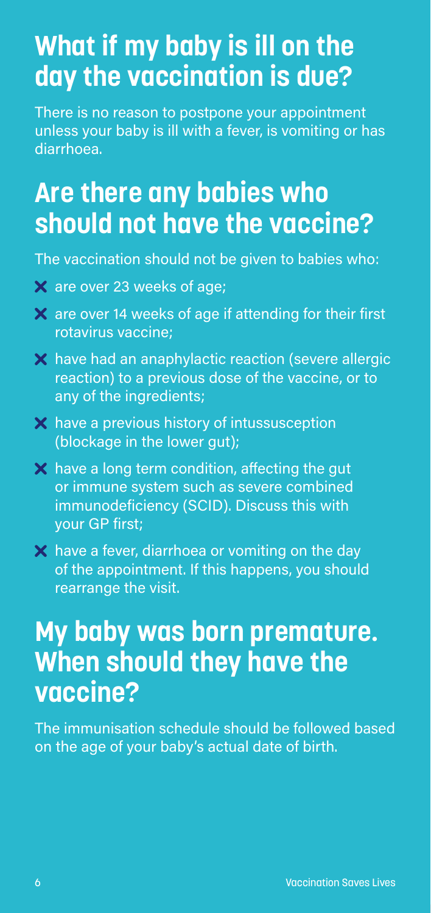## What if my baby is ill on the day the vaccination is due?

There is no reason to postpone your appointment unless your baby is ill with a fever, is vomiting or has diarrhoea.

## Are there any babies who should not have the vaccine?

The vaccination should not be given to babies who:

- ✗ are over 23 weeks of age;
- ✗ are over 14 weeks of age if attending for their first rotavirus vaccine;
- ✗ have had an anaphylactic reaction (severe allergic reaction) to a previous dose of the vaccine, or to any of the ingredients;
- ✗ have a previous history of intussusception (blockage in the lower gut);
- ✗ have a long term condition, affecting the gut or immune system such as severe combined immunodeficiency (SCID). Discuss this with your GP first;
- ✗ have a fever, diarrhoea or vomiting on the day of the appointment. If this happens, you should rearrange the visit.

## My baby was born premature. When should they have the vaccine?

The immunisation schedule should be followed based on the age of your baby's actual date of birth.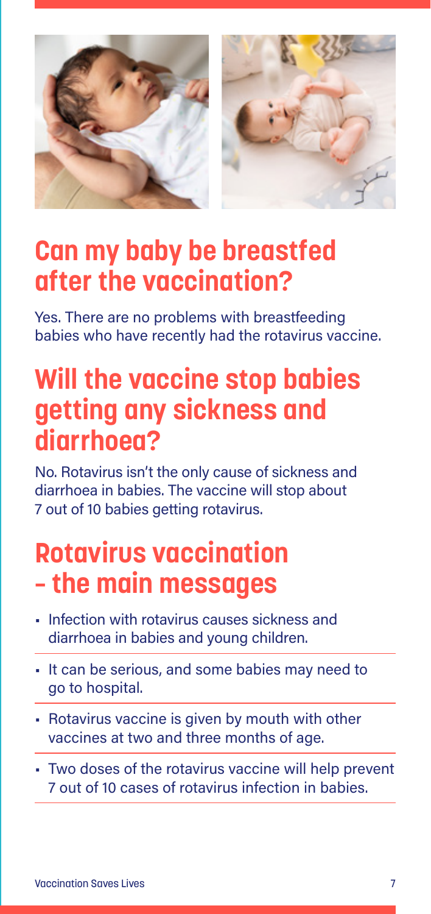## Can my baby be breastfed after the vaccination?

Yes. There are no problems with breastfeeding babies who have recently had the rotavirus vaccine.

## Will the vaccine stop babies getting any sickness and diarrhoea?

No. Rotavirus isn't the only cause of sickness and diarrhoea in babies. The vaccine will stop about 7 out of 10 babies getting rotavirus.

## Rotavirus vaccination – the main messages

- Infection with rotavirus causes sickness and diarrhoea in babies and young children.
- It can be serious, and some babies may need to go to hospital.
- Rotavirus vaccine is given by mouth with other vaccines at two and three months of age.
- Two doses of the rotavirus vaccine will help prevent 7 out of 10 cases of rotavirus infection in babies.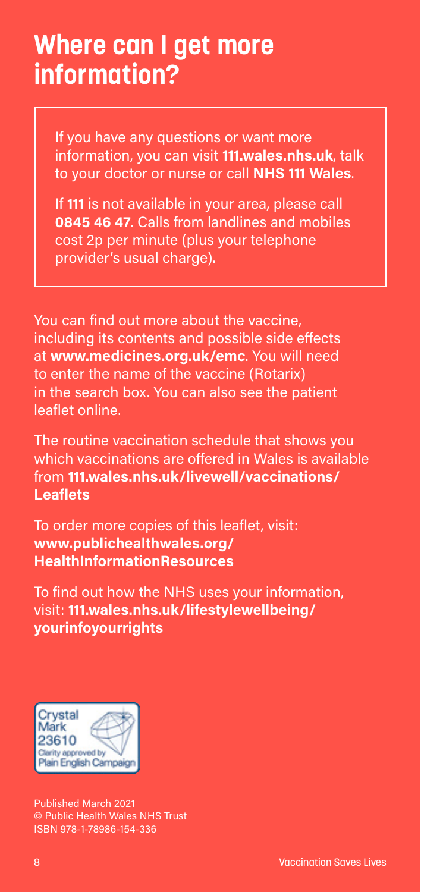# Where can I get more information?

If you have any questions or want more information, you can visit **111.wales.nhs.uk**, talk to your doctor or nurse or call **NHS 111 Wales**.

If **111** is not available in your area, please call **0845 46 47**. Calls from landlines and mobiles cost 2p per minute (plus your telephone provider's usual charge).

You can find out more about the vaccine, including its contents and possible side effects at **www.medicines.org.uk/emc**. You will need to enter the name of the vaccine (Rotarix) in the search box. You can also see the patient leaflet online.

The routine vaccination schedule that shows you which vaccinations are offered in Wales is available from **111.wales.nhs.uk/livewell/vaccinations/Leaflets**

To order more copies of this leaflet, visit: **www.publichealthwales.org/HealthInformationResources**

To find out how the NHS uses your information, visit: **111.wales.nhs.uk/lifestylewellbeing/yourinfoyourrights**

Crystal Mark 23610
Clarity approved by Plain English Campaign

Published March 2021
© Public Health Wales NHS Trust
ISBN 978-1-78986-154-336